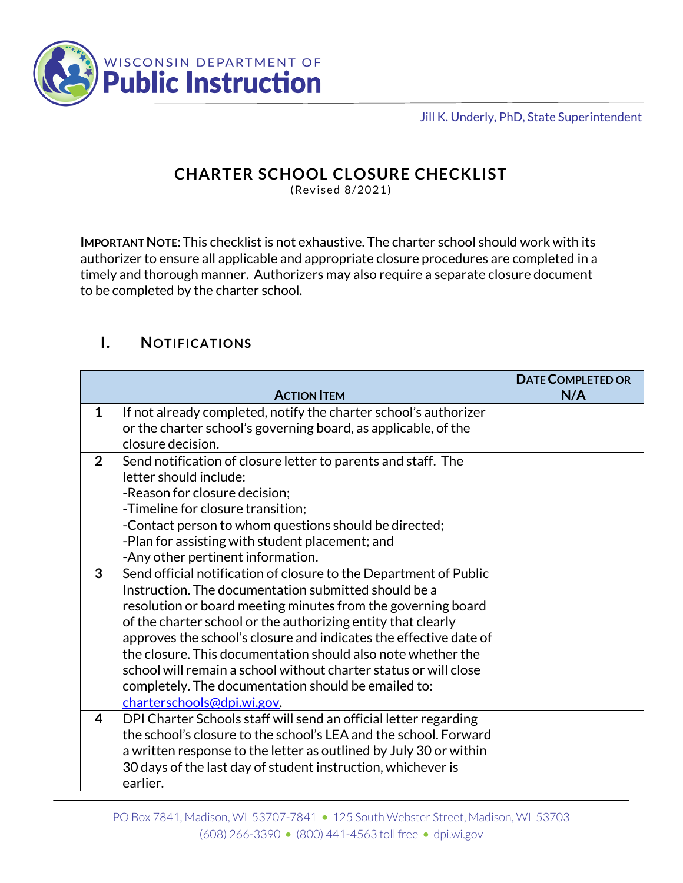WISCONSIN DEPARTMENT OF **Public Instruction**

Jill K. Underly, PhD, State Superintendent

# CHARTER SCHOOL CLOSURE CHECKLIST

(Revised 8/2021)

**IMPORTANT NOTE**: This checklist is not exhaustive. The charter school should work with its authorizer to ensure all applicable and appropriate closure procedures are completed in a timely and thorough manner. Authorizers may also require a separate closure document to be completed by the charter school.

## I. NOTIFICATIONS

| | ACTION ITEM | DATE COMPLETED OR N/A |
|---|---|---|
| **1** | If not already completed, notify the charter school's authorizer or the charter school's governing board, as applicable, of the closure decision. | |
| **2** | Send notification of closure letter to parents and staff. The letter should include:<br>-Reason for closure decision;<br>-Timeline for closure transition;<br>-Contact person to whom questions should be directed;<br>-Plan for assisting with student placement; and<br>-Any other pertinent information. | |
| **3** | Send official notification of closure to the Department of Public Instruction. The documentation submitted should be a resolution or board meeting minutes from the governing board of the charter school or the authorizing entity that clearly approves the school's closure and indicates the effective date of the closure. This documentation should also note whether the school will remain a school without charter status or will close completely. The documentation should be emailed to: charterschools@dpi.wi.gov. | |
| **4** | DPI Charter Schools staff will send an official letter regarding the school's closure to the school's LEA and the school. Forward a written response to the letter as outlined by July 30 or within 30 days of the last day of student instruction, whichever is earlier. | |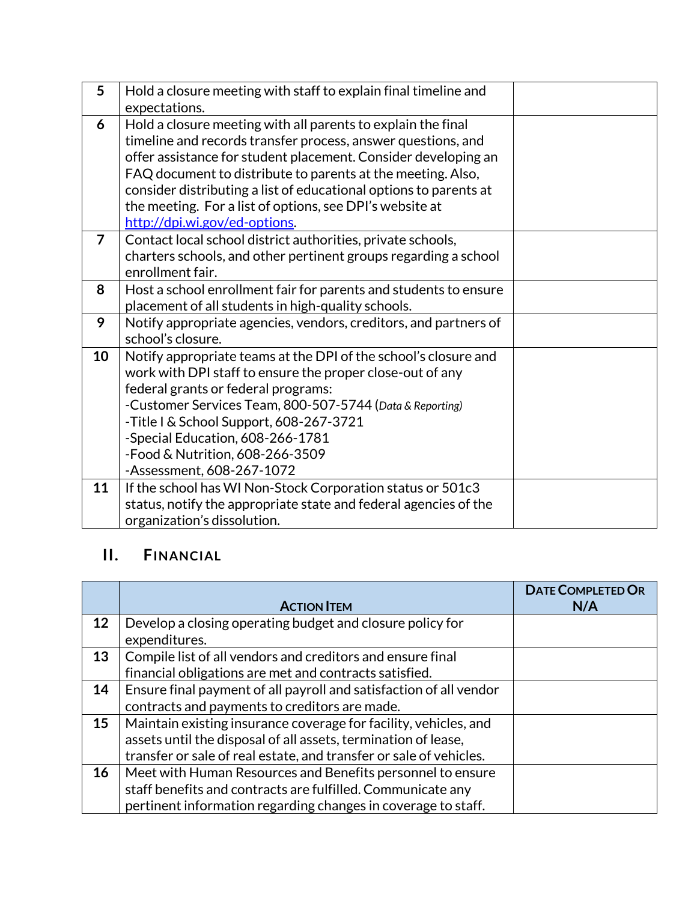| | | |
|---|---|---|
| **5** | Hold a closure meeting with staff to explain final timeline and expectations. | |
| **6** | Hold a closure meeting with all parents to explain the final timeline and records transfer process, answer questions, and offer assistance for student placement. Consider developing an FAQ document to distribute to parents at the meeting. Also, consider distributing a list of educational options to parents at the meeting. For a list of options, see DPI's website at [http://dpi.wi.gov/ed-options](http://dpi.wi.gov/ed-options). | |
| **7** | Contact local school district authorities, private schools, charters schools, and other pertinent groups regarding a school enrollment fair. | |
| **8** | Host a school enrollment fair for parents and students to ensure placement of all students in high-quality schools. | |
| **9** | Notify appropriate agencies, vendors, creditors, and partners of school's closure. | |
| **10** | Notify appropriate teams at the DPI of the school's closure and work with DPI staff to ensure the proper close-out of any federal grants or federal programs:<br>-Customer Services Team, 800-507-5744 (*Data & Reporting*)<br>-Title I & School Support, 608-267-3721<br>-Special Education, 608-266-1781<br>-Food & Nutrition, 608-266-3509<br>-Assessment, 608-267-1072 | |
| **11** | If the school has WI Non-Stock Corporation status or 501c3 status, notify the appropriate state and federal agencies of the organization's dissolution. | |

## II. Financial

| | **Action Item** | **Date Completed Or N/A** |
|---|---|---|
| **12** | Develop a closing operating budget and closure policy for expenditures. | |
| **13** | Compile list of all vendors and creditors and ensure final financial obligations are met and contracts satisfied. | |
| **14** | Ensure final payment of all payroll and satisfaction of all vendor contracts and payments to creditors are made. | |
| **15** | Maintain existing insurance coverage for facility, vehicles, and assets until the disposal of all assets, termination of lease, transfer or sale of real estate, and transfer or sale of vehicles. | |
| **16** | Meet with Human Resources and Benefits personnel to ensure staff benefits and contracts are fulfilled. Communicate any pertinent information regarding changes in coverage to staff. | |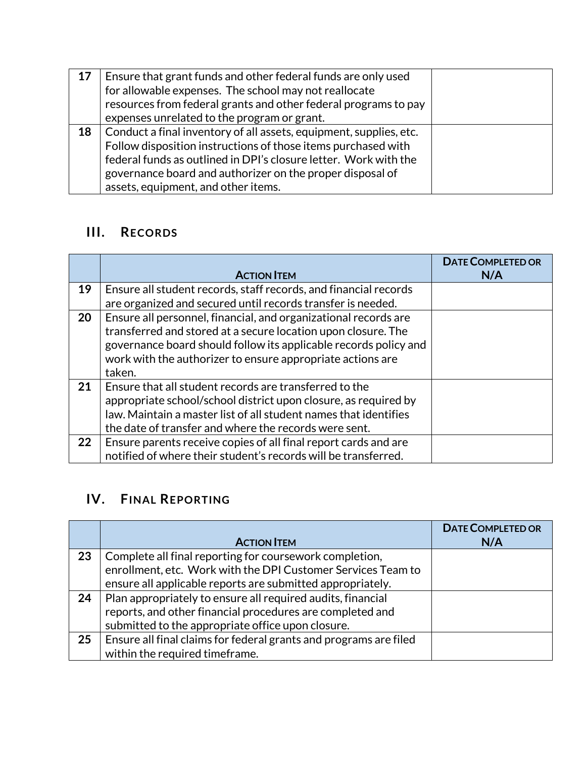| | | |
|---|---|---|
| **17** | Ensure that grant funds and other federal funds are only used for allowable expenses. The school may not reallocate resources from federal grants and other federal programs to pay expenses unrelated to the program or grant. | |
| **18** | Conduct a final inventory of all assets, equipment, supplies, etc. Follow disposition instructions of those items purchased with federal funds as outlined in DPI's closure letter. Work with the governance board and authorizer on the proper disposal of assets, equipment, and other items. | |

## III. Records

| | **Action Item** | **Date Completed or N/A** |
|---|---|---|
| **19** | Ensure all student records, staff records, and financial records are organized and secured until records transfer is needed. | |
| **20** | Ensure all personnel, financial, and organizational records are transferred and stored at a secure location upon closure. The governance board should follow its applicable records policy and work with the authorizer to ensure appropriate actions are taken. | |
| **21** | Ensure that all student records are transferred to the appropriate school/school district upon closure, as required by law. Maintain a master list of all student names that identifies the date of transfer and where the records were sent. | |
| **22** | Ensure parents receive copies of all final report cards and are notified of where their student's records will be transferred. | |

## IV. Final Reporting

| | **Action Item** | **Date Completed or N/A** |
|---|---|---|
| **23** | Complete all final reporting for coursework completion, enrollment, etc. Work with the DPI Customer Services Team to ensure all applicable reports are submitted appropriately. | |
| **24** | Plan appropriately to ensure all required audits, financial reports, and other financial procedures are completed and submitted to the appropriate office upon closure. | |
| **25** | Ensure all final claims for federal grants and programs are filed within the required timeframe. | |